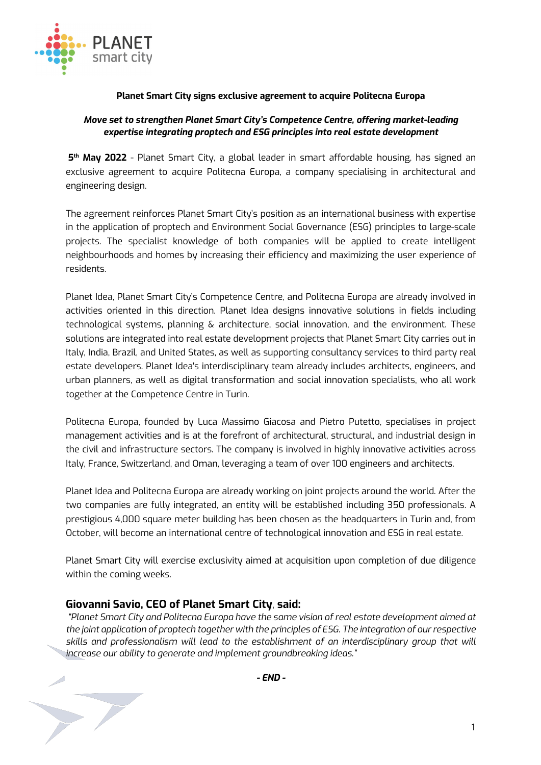**Planet Smart City signs exclusive agreement to acquire Politecna Europa**

***Move set to strengthen Planet Smart City's Competence Centre, offering market-leading expertise integrating proptech and ESG principles into real estate development***

**5th May 2022** - Planet Smart City, a global leader in smart affordable housing, has signed an exclusive agreement to acquire Politecna Europa, a company specialising in architectural and engineering design.

The agreement reinforces Planet Smart City's position as an international business with expertise in the application of proptech and Environment Social Governance (ESG) principles to large-scale projects. The specialist knowledge of both companies will be applied to create intelligent neighbourhoods and homes by increasing their efficiency and maximizing the user experience of residents.

Planet Idea, Planet Smart City's Competence Centre, and Politecna Europa are already involved in activities oriented in this direction. Planet Idea designs innovative solutions in fields including technological systems, planning & architecture, social innovation, and the environment. These solutions are integrated into real estate development projects that Planet Smart City carries out in Italy, India, Brazil, and United States, as well as supporting consultancy services to third party real estate developers. Planet Idea's interdisciplinary team already includes architects, engineers, and urban planners, as well as digital transformation and social innovation specialists, who all work together at the Competence Centre in Turin.

Politecna Europa, founded by Luca Massimo Giacosa and Pietro Putetto, specialises in project management activities and is at the forefront of architectural, structural, and industrial design in the civil and infrastructure sectors. The company is involved in highly innovative activities across Italy, France, Switzerland, and Oman, leveraging a team of over 100 engineers and architects.

Planet Idea and Politecna Europa are already working on joint projects around the world. After the two companies are fully integrated, an entity will be established including 350 professionals. A prestigious 4,000 square meter building has been chosen as the headquarters in Turin and, from October, will become an international centre of technological innovation and ESG in real estate.

Planet Smart City will exercise exclusivity aimed at acquisition upon completion of due diligence within the coming weeks.

## Giovanni Savio, CEO of Planet Smart City, said:

*"Planet Smart City and Politecna Europa have the same vision of real estate development aimed at the joint application of proptech together with the principles of ESG. The integration of our respective skills and professionalism will lead to the establishment of an interdisciplinary group that will increase our ability to generate and implement groundbreaking ideas."*

***- END -***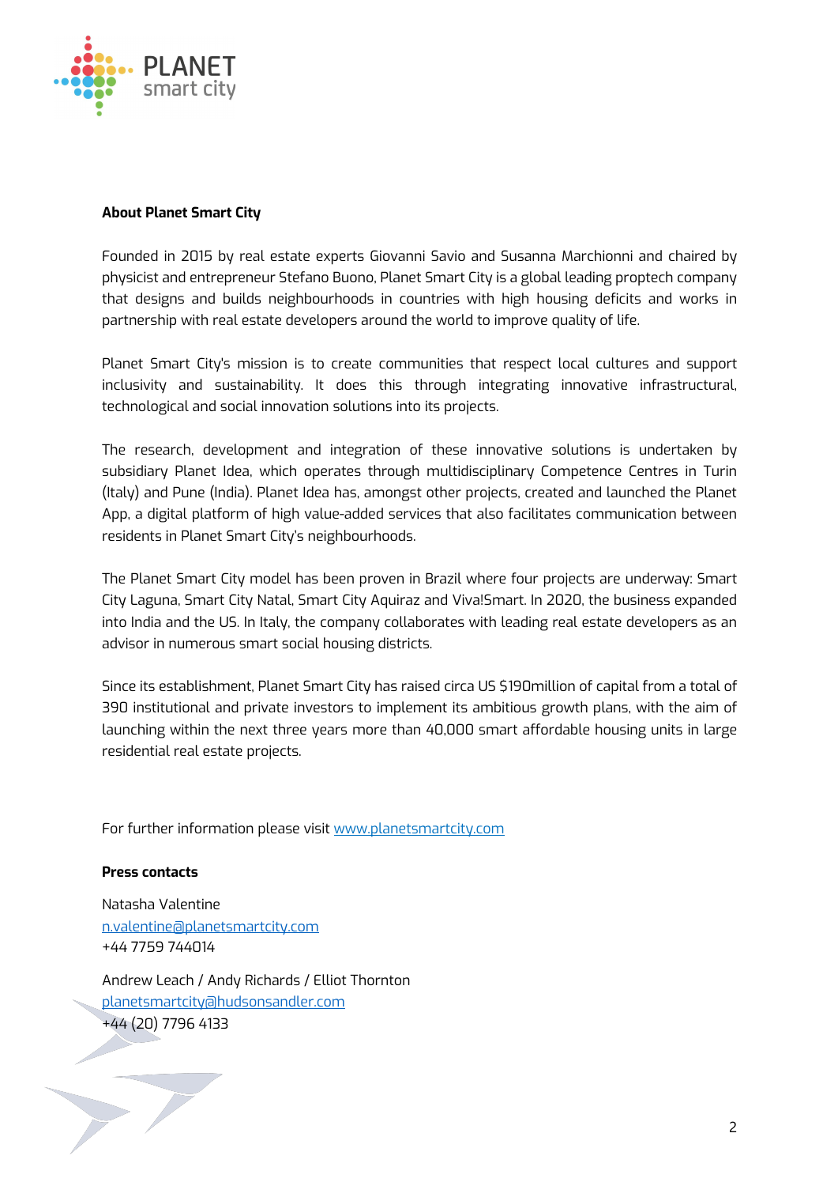**About Planet Smart City**

Founded in 2015 by real estate experts Giovanni Savio and Susanna Marchionni and chaired by physicist and entrepreneur Stefano Buono, Planet Smart City is a global leading proptech company that designs and builds neighbourhoods in countries with high housing deficits and works in partnership with real estate developers around the world to improve quality of life.

Planet Smart City's mission is to create communities that respect local cultures and support inclusivity and sustainability. It does this through integrating innovative infrastructural, technological and social innovation solutions into its projects.

The research, development and integration of these innovative solutions is undertaken by subsidiary Planet Idea, which operates through multidisciplinary Competence Centres in Turin (Italy) and Pune (India). Planet Idea has, amongst other projects, created and launched the Planet App, a digital platform of high value-added services that also facilitates communication between residents in Planet Smart City's neighbourhoods.

The Planet Smart City model has been proven in Brazil where four projects are underway: Smart City Laguna, Smart City Natal, Smart City Aquiraz and Viva!Smart. In 2020, the business expanded into India and the US. In Italy, the company collaborates with leading real estate developers as an advisor in numerous smart social housing districts.

Since its establishment, Planet Smart City has raised circa US $190million of capital from a total of 390 institutional and private investors to implement its ambitious growth plans, with the aim of launching within the next three years more than 40,000 smart affordable housing units in large residential real estate projects.

For further information please visit [www.planetsmartcity.com](http://www.planetsmartcity.com)

**Press contacts**

Natasha Valentine
[n.valentine@planetsmartcity.com](mailto:n.valentine@planetsmartcity.com)
+44 7759 744014

Andrew Leach / Andy Richards / Elliot Thornton
[planetsmartcity@hudsonsandler.com](mailto:planetsmartcity@hudsonsandler.com)
+44 (20) 7796 4133